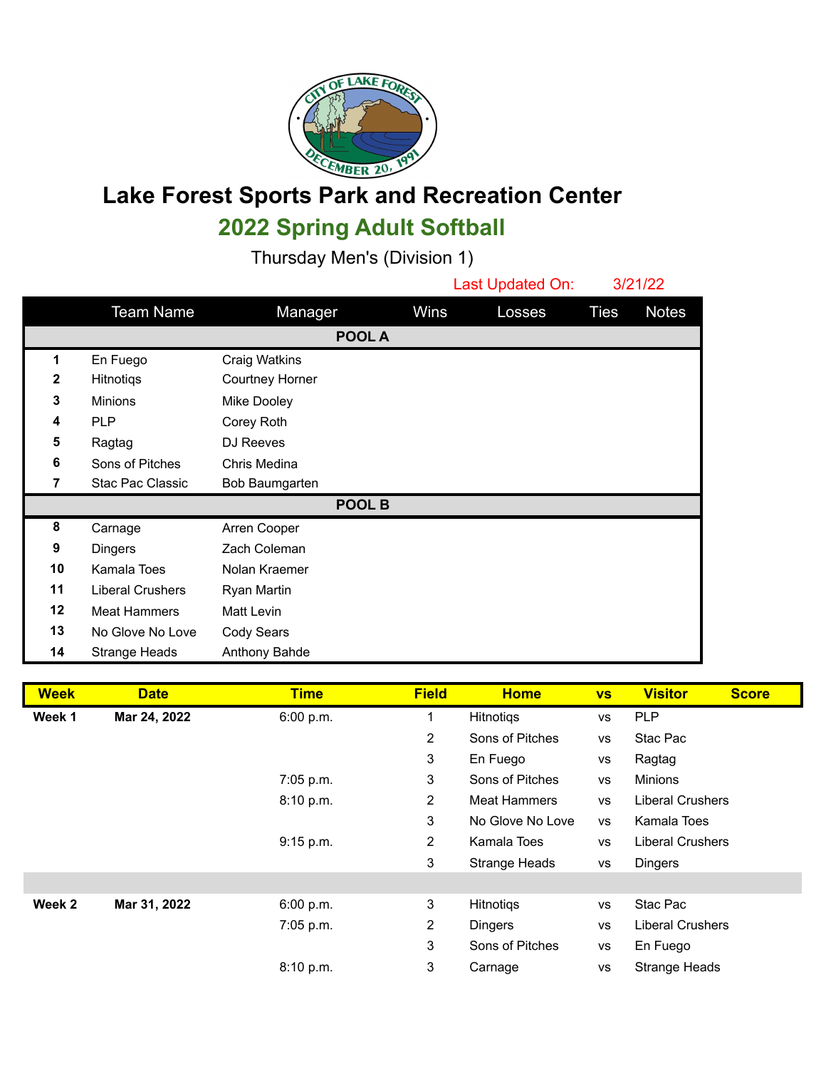# Lake Forest Sports Park and Recreation Center

## 2022 Spring Adult Softball

### Thursday Men's (Division 1)

Last Updated On: 3/21/22

| | Team Name | Manager | Wins | Losses | Ties | Notes |
|---|---|---|---|---|---|---|
| | | **POOL A** | | | | |
| **1** | En Fuego | Craig Watkins | | | | |
| **2** | Hitnotiqs | Courtney Horner | | | | |
| **3** | Minions | Mike Dooley | | | | |
| **4** | PLP | Corey Roth | | | | |
| **5** | Ragtag | DJ Reeves | | | | |
| **6** | Sons of Pitches | Chris Medina | | | | |
| **7** | Stac Pac Classic | Bob Baumgarten | | | | |
| | | **POOL B** | | | | |
| **8** | Carnage | Arren Cooper | | | | |
| **9** | Dingers | Zach Coleman | | | | |
| **10** | Kamala Toes | Nolan Kraemer | | | | |
| **11** | Liberal Crushers | Ryan Martin | | | | |
| **12** | Meat Hammers | Matt Levin | | | | |
| **13** | No Glove No Love | Cody Sears | | | | |
| **14** | Strange Heads | Anthony Bahde | | | | |

| Week | Date | Time | Field | Home | vs | Visitor | Score |
|---|---|---|---|---|---|---|---|
| **Week 1** | **Mar 24, 2022** | 6:00 p.m. | 1 | Hitnotiqs | vs | PLP | |
| | | | 2 | Sons of Pitches | vs | Stac Pac | |
| | | | 3 | En Fuego | vs | Ragtag | |
| | | 7:05 p.m. | 3 | Sons of Pitches | vs | Minions | |
| | | 8:10 p.m. | 2 | Meat Hammers | vs | Liberal Crushers | |
| | | | 3 | No Glove No Love | vs | Kamala Toes | |
| | | 9:15 p.m. | 2 | Kamala Toes | vs | Liberal Crushers | |
| | | | 3 | Strange Heads | vs | Dingers | |
| | | | | | | | |
| **Week 2** | **Mar 31, 2022** | 6:00 p.m. | 3 | Hitnotiqs | vs | Stac Pac | |
| | | 7:05 p.m. | 2 | Dingers | vs | Liberal Crushers | |
| | | | 3 | Sons of Pitches | vs | En Fuego | |
| | | 8:10 p.m. | 3 | Carnage | vs | Strange Heads | |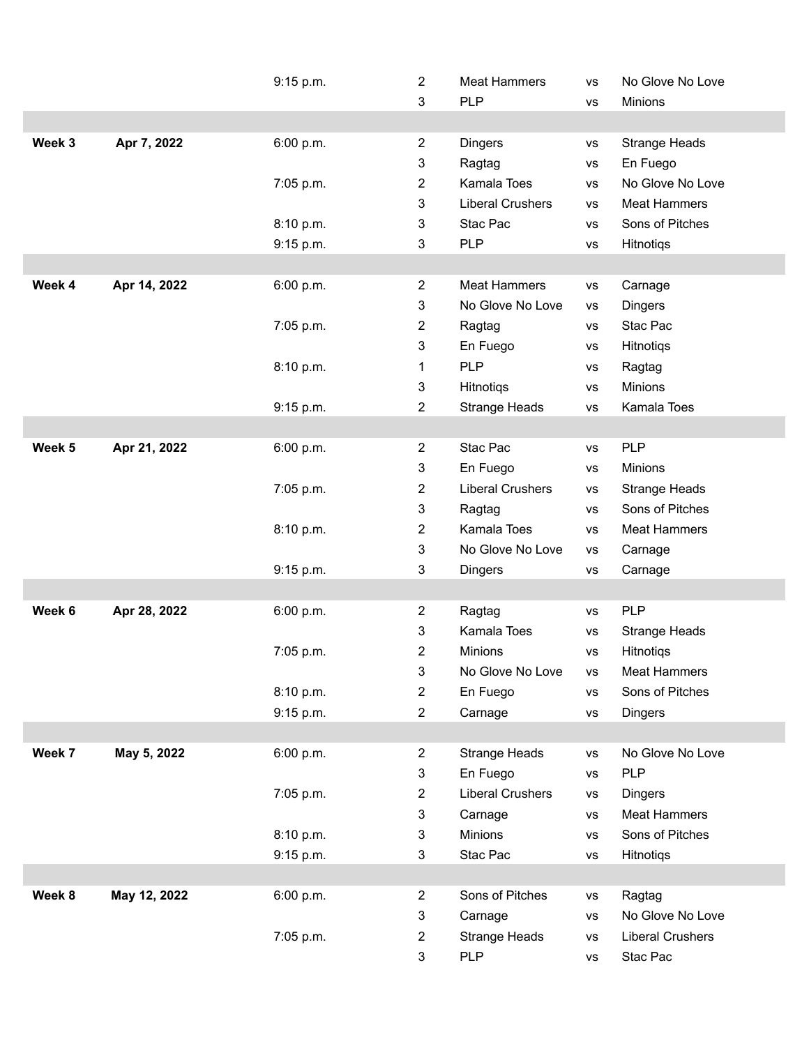| | | | | | | |
|---|---|---|---|---|---|---|
| | | 9:15 p.m. | 2 | Meat Hammers | vs | No Glove No Love |
| | | | 3 | PLP | vs | Minions |
| | | | | | | |
| **Week 3** | **Apr 7, 2022** | 6:00 p.m. | 2 | Dingers | vs | Strange Heads |
| | | | 3 | Ragtag | vs | En Fuego |
| | | 7:05 p.m. | 2 | Kamala Toes | vs | No Glove No Love |
| | | | 3 | Liberal Crushers | vs | Meat Hammers |
| | | 8:10 p.m. | 3 | Stac Pac | vs | Sons of Pitches |
| | | 9:15 p.m. | 3 | PLP | vs | Hitnotiqs |
| | | | | | | |
| **Week 4** | **Apr 14, 2022** | 6:00 p.m. | 2 | Meat Hammers | vs | Carnage |
| | | | 3 | No Glove No Love | vs | Dingers |
| | | 7:05 p.m. | 2 | Ragtag | vs | Stac Pac |
| | | | 3 | En Fuego | vs | Hitnotiqs |
| | | 8:10 p.m. | 1 | PLP | vs | Ragtag |
| | | | 3 | Hitnotiqs | vs | Minions |
| | | 9:15 p.m. | 2 | Strange Heads | vs | Kamala Toes |
| | | | | | | |
| **Week 5** | **Apr 21, 2022** | 6:00 p.m. | 2 | Stac Pac | vs | PLP |
| | | | 3 | En Fuego | vs | Minions |
| | | 7:05 p.m. | 2 | Liberal Crushers | vs | Strange Heads |
| | | | 3 | Ragtag | vs | Sons of Pitches |
| | | 8:10 p.m. | 2 | Kamala Toes | vs | Meat Hammers |
| | | | 3 | No Glove No Love | vs | Carnage |
| | | 9:15 p.m. | 3 | Dingers | vs | Carnage |
| | | | | | | |
| **Week 6** | **Apr 28, 2022** | 6:00 p.m. | 2 | Ragtag | vs | PLP |
| | | | 3 | Kamala Toes | vs | Strange Heads |
| | | 7:05 p.m. | 2 | Minions | vs | Hitnotiqs |
| | | | 3 | No Glove No Love | vs | Meat Hammers |
| | | 8:10 p.m. | 2 | En Fuego | vs | Sons of Pitches |
| | | 9:15 p.m. | 2 | Carnage | vs | Dingers |
| | | | | | | |
| **Week 7** | **May 5, 2022** | 6:00 p.m. | 2 | Strange Heads | vs | No Glove No Love |
| | | | 3 | En Fuego | vs | PLP |
| | | 7:05 p.m. | 2 | Liberal Crushers | vs | Dingers |
| | | | 3 | Carnage | vs | Meat Hammers |
| | | 8:10 p.m. | 3 | Minions | vs | Sons of Pitches |
| | | 9:15 p.m. | 3 | Stac Pac | vs | Hitnotiqs |
| | | | | | | |
| **Week 8** | **May 12, 2022** | 6:00 p.m. | 2 | Sons of Pitches | vs | Ragtag |
| | | | 3 | Carnage | vs | No Glove No Love |
| | | 7:05 p.m. | 2 | Strange Heads | vs | Liberal Crushers |
| | | | 3 | PLP | vs | Stac Pac |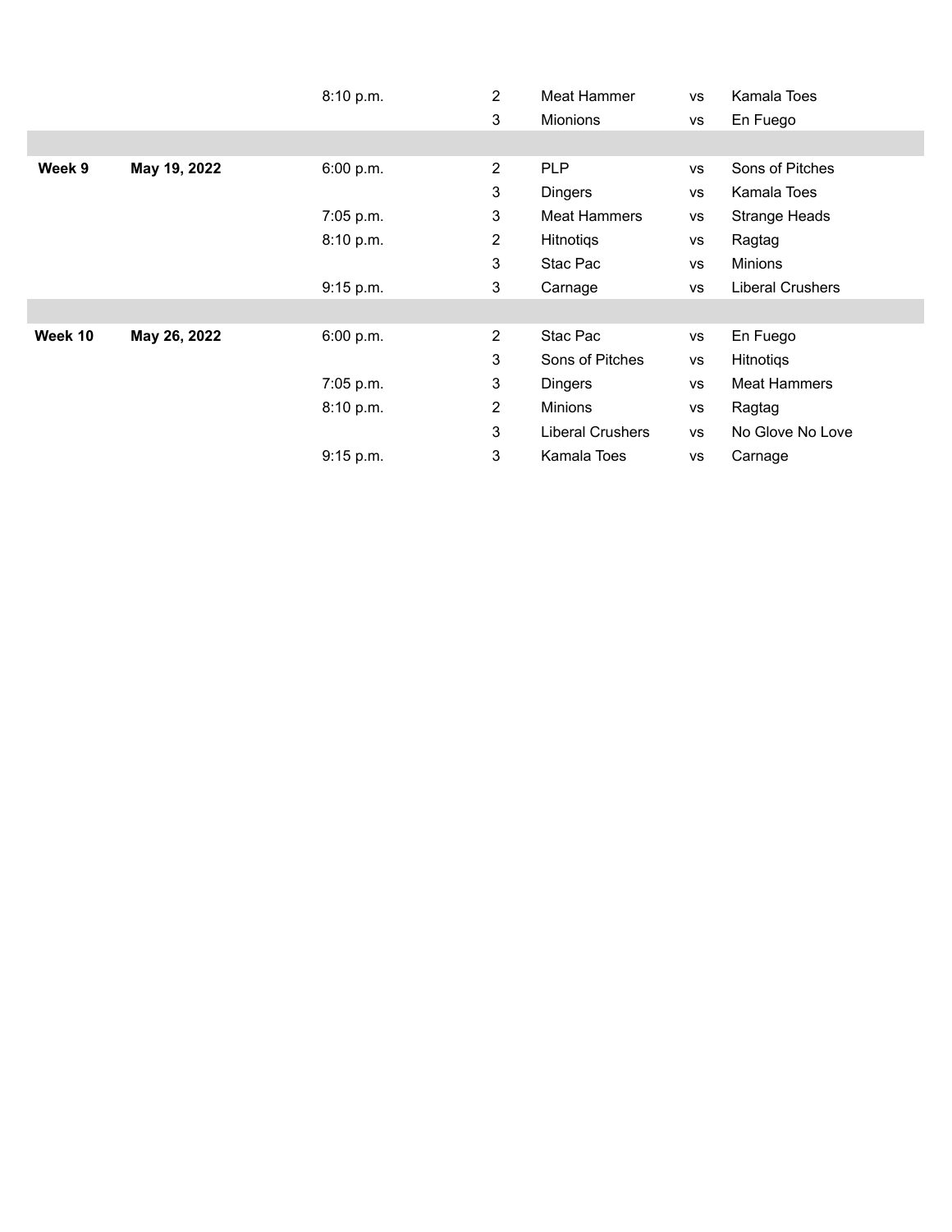| | | | | | | |
|---|---|---|---|---|---|---|
| | | 8:10 p.m. | 2 | Meat Hammer | vs | Kamala Toes |
| | | | 3 | Mionions | vs | En Fuego |
| | | | | | | |
| **Week 9** | **May 19, 2022** | 6:00 p.m. | 2 | PLP | vs | Sons of Pitches |
| | | | 3 | Dingers | vs | Kamala Toes |
| | | 7:05 p.m. | 3 | Meat Hammers | vs | Strange Heads |
| | | 8:10 p.m. | 2 | Hitnotiqs | vs | Ragtag |
| | | | 3 | Stac Pac | vs | Minions |
| | | 9:15 p.m. | 3 | Carnage | vs | Liberal Crushers |
| | | | | | | |
| **Week 10** | **May 26, 2022** | 6:00 p.m. | 2 | Stac Pac | vs | En Fuego |
| | | | 3 | Sons of Pitches | vs | Hitnotiqs |
| | | 7:05 p.m. | 3 | Dingers | vs | Meat Hammers |
| | | 8:10 p.m. | 2 | Minions | vs | Ragtag |
| | | | 3 | Liberal Crushers | vs | No Glove No Love |
| | | 9:15 p.m. | 3 | Kamala Toes | vs | Carnage |